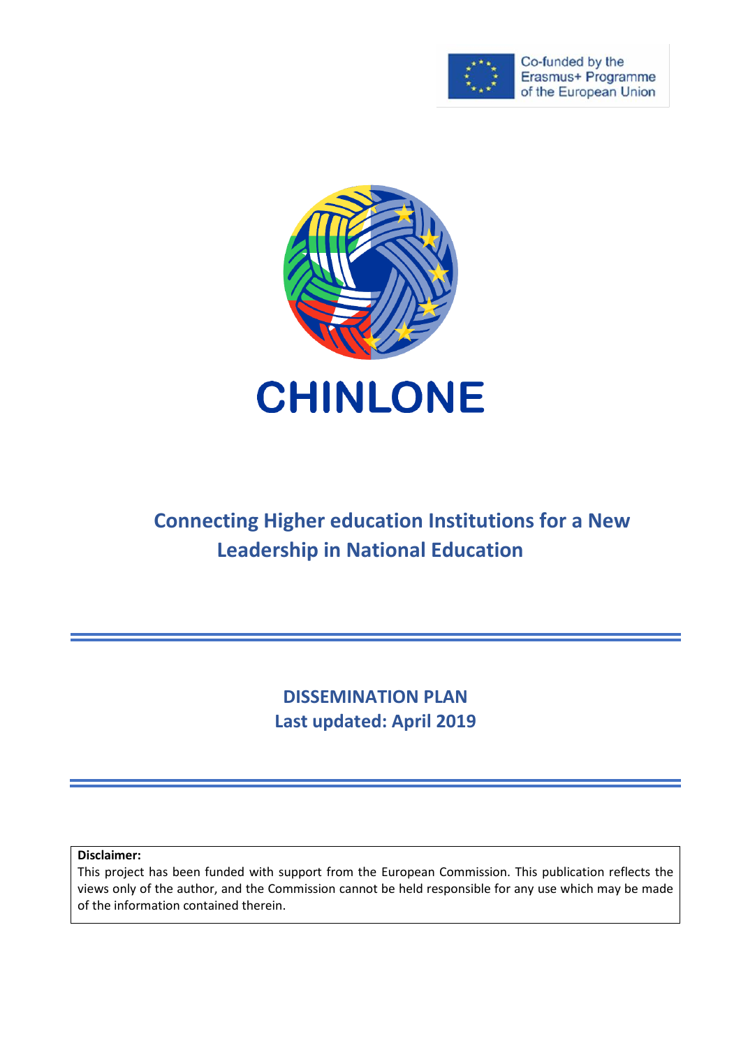Co-funded by the Erasmus+ Programme of the European Union

# CHINLONE

## Connecting Higher education Institutions for a New Leadership in National Education

**DISSEMINATION PLAN**
**Last updated: April 2019**

**Disclaimer:**
This project has been funded with support from the European Commission. This publication reflects the views only of the author, and the Commission cannot be held responsible for any use which may be made of the information contained therein.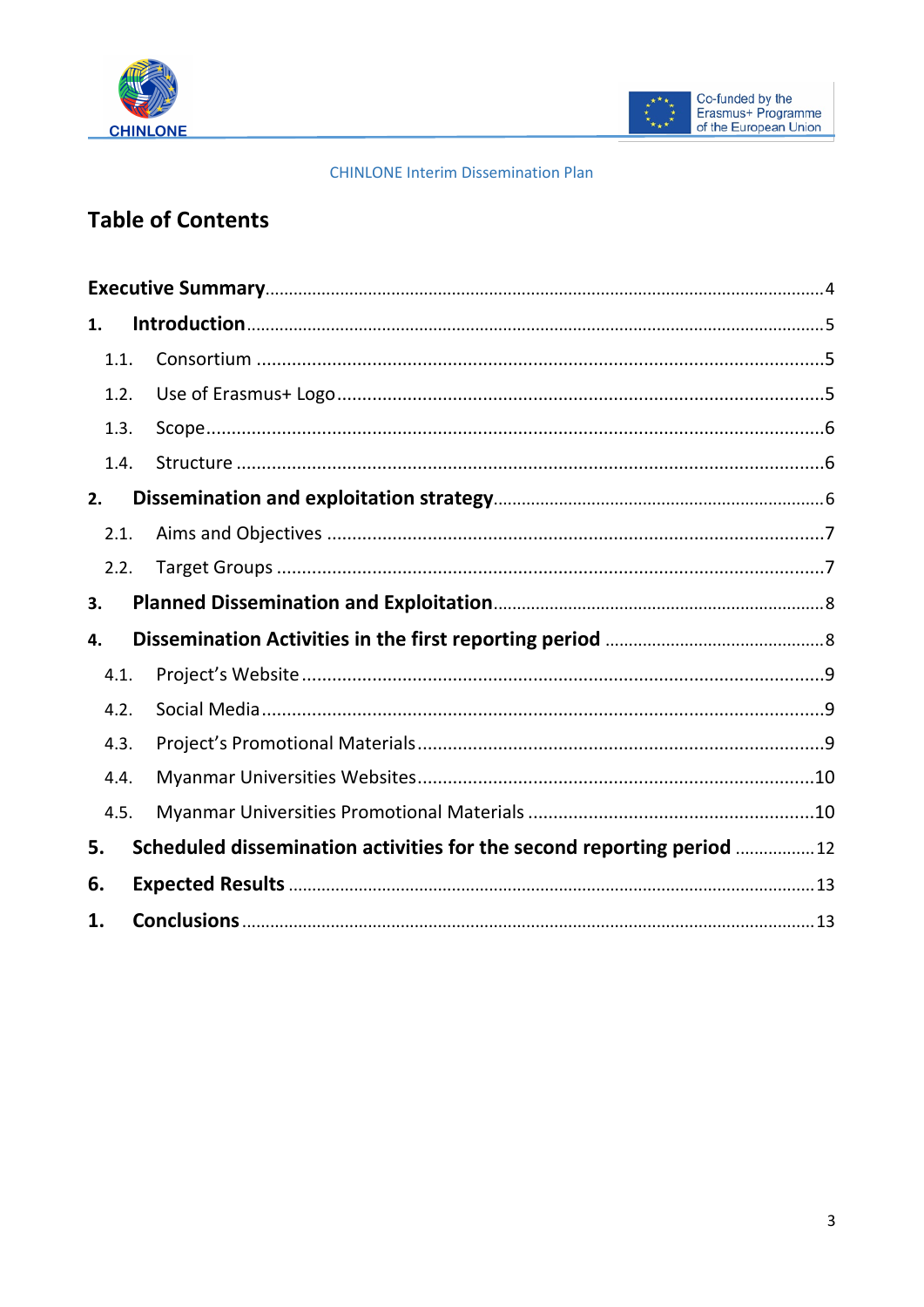# Table of Contents

**Executive Summary** ..... 4

**1. Introduction** ..... 5

- 1.1. Consortium ..... 5
- 1.2. Use of Erasmus+ Logo ..... 5
- 1.3. Scope ..... 6
- 1.4. Structure ..... 6

**2. Dissemination and exploitation strategy** ..... 6

- 2.1. Aims and Objectives ..... 7
- 2.2. Target Groups ..... 7

**3. Planned Dissemination and Exploitation** ..... 8

**4. Dissemination Activities in the first reporting period** ..... 8

- 4.1. Project's Website ..... 9
- 4.2. Social Media ..... 9
- 4.3. Project's Promotional Materials ..... 9
- 4.4. Myanmar Universities Websites ..... 10
- 4.5. Myanmar Universities Promotional Materials ..... 10

**5. Scheduled dissemination activities for the second reporting period** ..... 12

**6. Expected Results** ..... 13

**1. Conclusions** ..... 13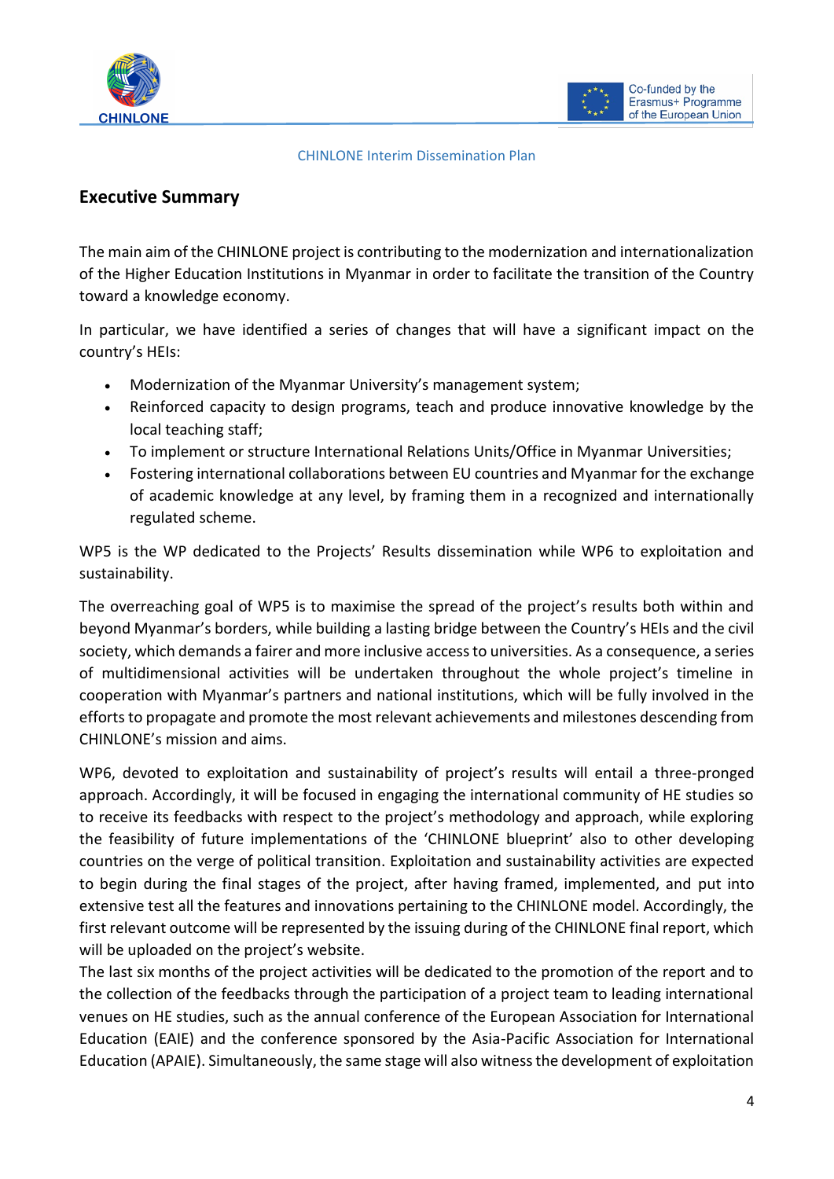## Executive Summary

The main aim of the CHINLONE project is contributing to the modernization and internationalization of the Higher Education Institutions in Myanmar in order to facilitate the transition of the Country toward a knowledge economy.

In particular, we have identified a series of changes that will have a significant impact on the country's HEIs:

- Modernization of the Myanmar University's management system;
- Reinforced capacity to design programs, teach and produce innovative knowledge by the local teaching staff;
- To implement or structure International Relations Units/Office in Myanmar Universities;
- Fostering international collaborations between EU countries and Myanmar for the exchange of academic knowledge at any level, by framing them in a recognized and internationally regulated scheme.

WP5 is the WP dedicated to the Projects' Results dissemination while WP6 to exploitation and sustainability.

The overreaching goal of WP5 is to maximise the spread of the project's results both within and beyond Myanmar's borders, while building a lasting bridge between the Country's HEIs and the civil society, which demands a fairer and more inclusive access to universities. As a consequence, a series of multidimensional activities will be undertaken throughout the whole project's timeline in cooperation with Myanmar's partners and national institutions, which will be fully involved in the efforts to propagate and promote the most relevant achievements and milestones descending from CHINLONE's mission and aims.

WP6, devoted to exploitation and sustainability of project's results will entail a three-pronged approach. Accordingly, it will be focused in engaging the international community of HE studies so to receive its feedbacks with respect to the project's methodology and approach, while exploring the feasibility of future implementations of the 'CHINLONE blueprint' also to other developing countries on the verge of political transition. Exploitation and sustainability activities are expected to begin during the final stages of the project, after having framed, implemented, and put into extensive test all the features and innovations pertaining to the CHINLONE model. Accordingly, the first relevant outcome will be represented by the issuing during of the CHINLONE final report, which will be uploaded on the project's website.
The last six months of the project activities will be dedicated to the promotion of the report and to the collection of the feedbacks through the participation of a project team to leading international venues on HE studies, such as the annual conference of the European Association for International Education (EAIE) and the conference sponsored by the Asia-Pacific Association for International Education (APAIE). Simultaneously, the same stage will also witness the development of exploitation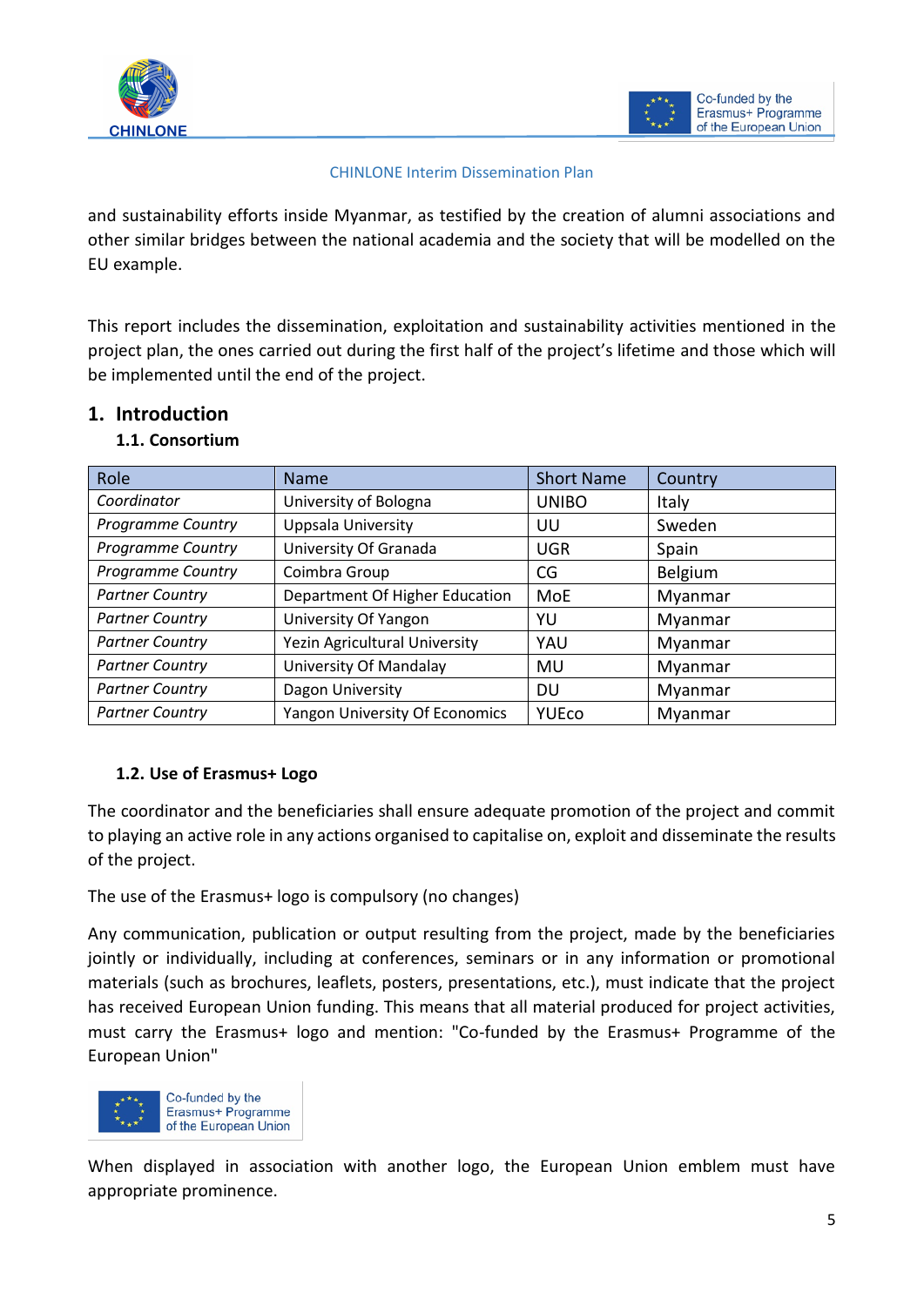and sustainability efforts inside Myanmar, as testified by the creation of alumni associations and other similar bridges between the national academia and the society that will be modelled on the EU example.

This report includes the dissemination, exploitation and sustainability activities mentioned in the project plan, the ones carried out during the first half of the project's lifetime and those which will be implemented until the end of the project.

# 1. Introduction

## 1.1. Consortium

| Role | Name | Short Name | Country |
|---|---|---|---|
| *Coordinator* | University of Bologna | UNIBO | Italy |
| *Programme Country* | Uppsala University | UU | Sweden |
| *Programme Country* | University Of Granada | UGR | Spain |
| *Programme Country* | Coimbra Group | CG | Belgium |
| *Partner Country* | Department Of Higher Education | MoE | Myanmar |
| *Partner Country* | University Of Yangon | YU | Myanmar |
| *Partner Country* | Yezin Agricultural University | YAU | Myanmar |
| *Partner Country* | University Of Mandalay | MU | Myanmar |
| *Partner Country* | Dagon University | DU | Myanmar |
| *Partner Country* | Yangon University Of Economics | YUEco | Myanmar |

## 1.2. Use of Erasmus+ Logo

The coordinator and the beneficiaries shall ensure adequate promotion of the project and commit to playing an active role in any actions organised to capitalise on, exploit and disseminate the results of the project.

The use of the Erasmus+ logo is compulsory (no changes)

Any communication, publication or output resulting from the project, made by the beneficiaries jointly or individually, including at conferences, seminars or in any information or promotional materials (such as brochures, leaflets, posters, presentations, etc.), must indicate that the project has received European Union funding. This means that all material produced for project activities, must carry the Erasmus+ logo and mention: "Co-funded by the Erasmus+ Programme of the European Union"

Co-funded by the Erasmus+ Programme of the European Union

When displayed in association with another logo, the European Union emblem must have appropriate prominence.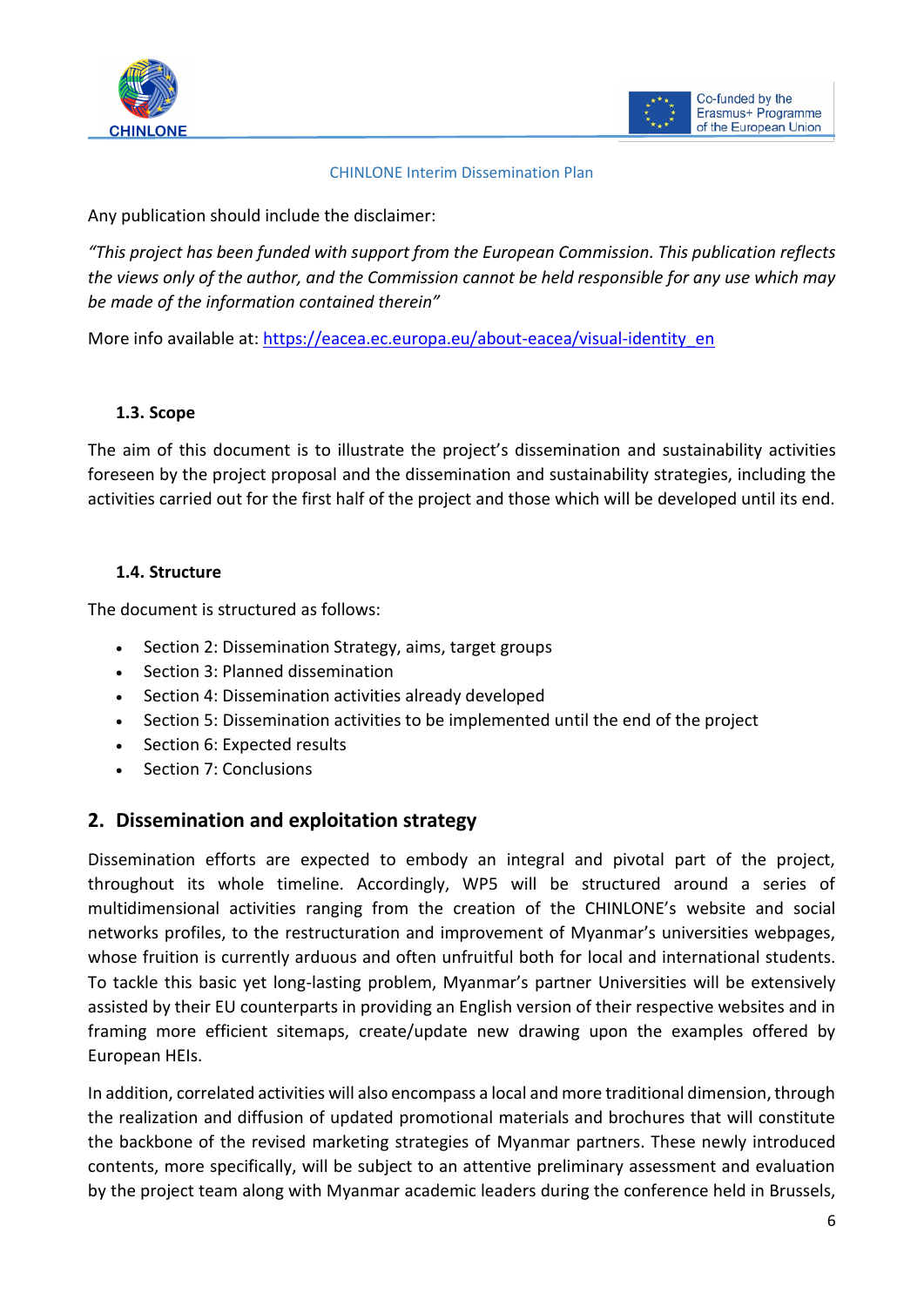Any publication should include the disclaimer:

*"This project has been funded with support from the European Commission. This publication reflects the views only of the author, and the Commission cannot be held responsible for any use which may be made of the information contained therein"*

More info available at: https://eacea.ec.europa.eu/about-eacea/visual-identity_en

### 1.3. Scope

The aim of this document is to illustrate the project's dissemination and sustainability activities foreseen by the project proposal and the dissemination and sustainability strategies, including the activities carried out for the first half of the project and those which will be developed until its end.

### 1.4. Structure

The document is structured as follows:

- Section 2: Dissemination Strategy, aims, target groups
- Section 3: Planned dissemination
- Section 4: Dissemination activities already developed
- Section 5: Dissemination activities to be implemented until the end of the project
- Section 6: Expected results
- Section 7: Conclusions

## 2. Dissemination and exploitation strategy

Dissemination efforts are expected to embody an integral and pivotal part of the project, throughout its whole timeline. Accordingly, WP5 will be structured around a series of multidimensional activities ranging from the creation of the CHINLONE's website and social networks profiles, to the restructuration and improvement of Myanmar's universities webpages, whose fruition is currently arduous and often unfruitful both for local and international students. To tackle this basic yet long-lasting problem, Myanmar's partner Universities will be extensively assisted by their EU counterparts in providing an English version of their respective websites and in framing more efficient sitemaps, create/update new drawing upon the examples offered by European HEIs.

In addition, correlated activities will also encompass a local and more traditional dimension, through the realization and diffusion of updated promotional materials and brochures that will constitute the backbone of the revised marketing strategies of Myanmar partners. These newly introduced contents, more specifically, will be subject to an attentive preliminary assessment and evaluation by the project team along with Myanmar academic leaders during the conference held in Brussels,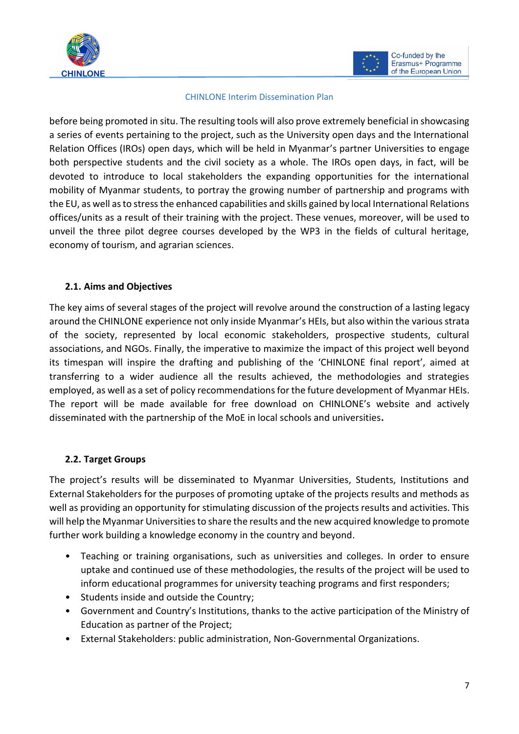before being promoted in situ. The resulting tools will also prove extremely beneficial in showcasing a series of events pertaining to the project, such as the University open days and the International Relation Offices (IROs) open days, which will be held in Myanmar's partner Universities to engage both perspective students and the civil society as a whole. The IROs open days, in fact, will be devoted to introduce to local stakeholders the expanding opportunities for the international mobility of Myanmar students, to portray the growing number of partnership and programs with the EU, as well as to stress the enhanced capabilities and skills gained by local International Relations offices/units as a result of their training with the project. These venues, moreover, will be used to unveil the three pilot degree courses developed by the WP3 in the fields of cultural heritage, economy of tourism, and agrarian sciences.

### 2.1. Aims and Objectives

The key aims of several stages of the project will revolve around the construction of a lasting legacy around the CHINLONE experience not only inside Myanmar's HEIs, but also within the various strata of the society, represented by local economic stakeholders, prospective students, cultural associations, and NGOs. Finally, the imperative to maximize the impact of this project well beyond its timespan will inspire the drafting and publishing of the 'CHINLONE final report', aimed at transferring to a wider audience all the results achieved, the methodologies and strategies employed, as well as a set of policy recommendations for the future development of Myanmar HEIs. The report will be made available for free download on CHINLONE's website and actively disseminated with the partnership of the MoE in local schools and universities**.**

### 2.2. Target Groups

The project's results will be disseminated to Myanmar Universities, Students, Institutions and External Stakeholders for the purposes of promoting uptake of the projects results and methods as well as providing an opportunity for stimulating discussion of the projects results and activities. This will help the Myanmar Universities to share the results and the new acquired knowledge to promote further work building a knowledge economy in the country and beyond.

- Teaching or training organisations, such as universities and colleges. In order to ensure uptake and continued use of these methodologies, the results of the project will be used to inform educational programmes for university teaching programs and first responders;
- Students inside and outside the Country;
- Government and Country's Institutions, thanks to the active participation of the Ministry of Education as partner of the Project;
- External Stakeholders: public administration, Non-Governmental Organizations.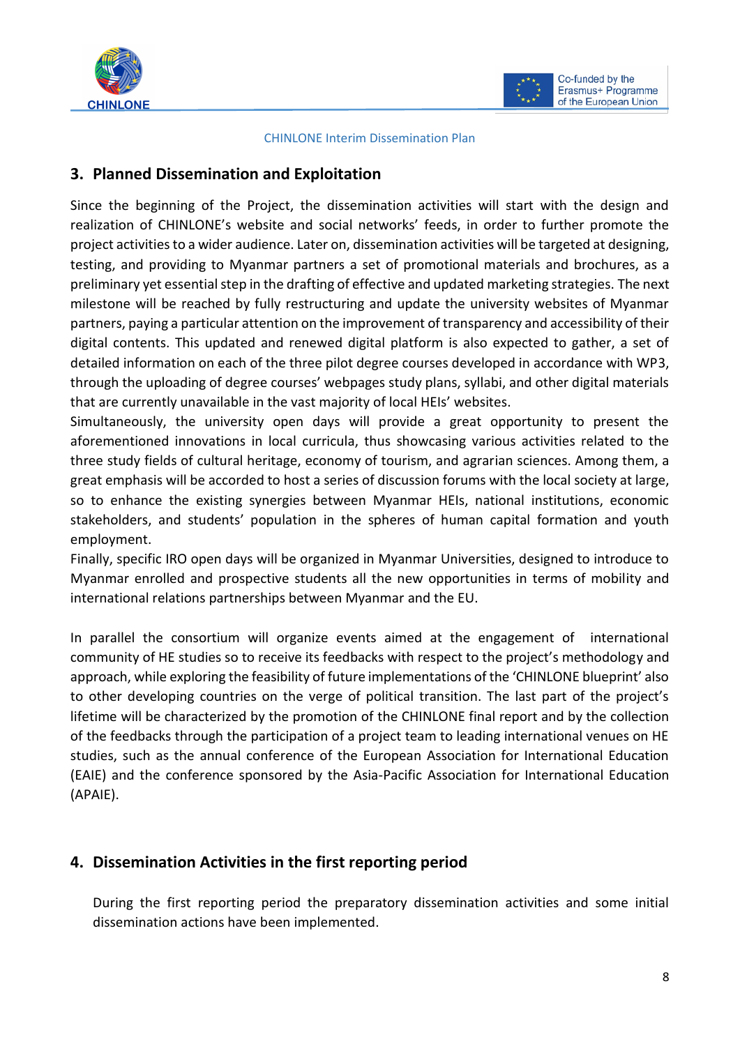## 3. Planned Dissemination and Exploitation

Since the beginning of the Project, the dissemination activities will start with the design and realization of CHINLONE's website and social networks' feeds, in order to further promote the project activities to a wider audience. Later on, dissemination activities will be targeted at designing, testing, and providing to Myanmar partners a set of promotional materials and brochures, as a preliminary yet essential step in the drafting of effective and updated marketing strategies. The next milestone will be reached by fully restructuring and update the university websites of Myanmar partners, paying a particular attention on the improvement of transparency and accessibility of their digital contents. This updated and renewed digital platform is also expected to gather, a set of detailed information on each of the three pilot degree courses developed in accordance with WP3, through the uploading of degree courses' webpages study plans, syllabi, and other digital materials that are currently unavailable in the vast majority of local HEIs' websites.

Simultaneously, the university open days will provide a great opportunity to present the aforementioned innovations in local curricula, thus showcasing various activities related to the three study fields of cultural heritage, economy of tourism, and agrarian sciences. Among them, a great emphasis will be accorded to host a series of discussion forums with the local society at large, so to enhance the existing synergies between Myanmar HEIs, national institutions, economic stakeholders, and students' population in the spheres of human capital formation and youth employment.

Finally, specific IRO open days will be organized in Myanmar Universities, designed to introduce to Myanmar enrolled and prospective students all the new opportunities in terms of mobility and international relations partnerships between Myanmar and the EU.

In parallel the consortium will organize events aimed at the engagement of international community of HE studies so to receive its feedbacks with respect to the project's methodology and approach, while exploring the feasibility of future implementations of the 'CHINLONE blueprint' also to other developing countries on the verge of political transition. The last part of the project's lifetime will be characterized by the promotion of the CHINLONE final report and by the collection of the feedbacks through the participation of a project team to leading international venues on HE studies, such as the annual conference of the European Association for International Education (EAIE) and the conference sponsored by the Asia-Pacific Association for International Education (APAIE).

## 4. Dissemination Activities in the first reporting period

During the first reporting period the preparatory dissemination activities and some initial dissemination actions have been implemented.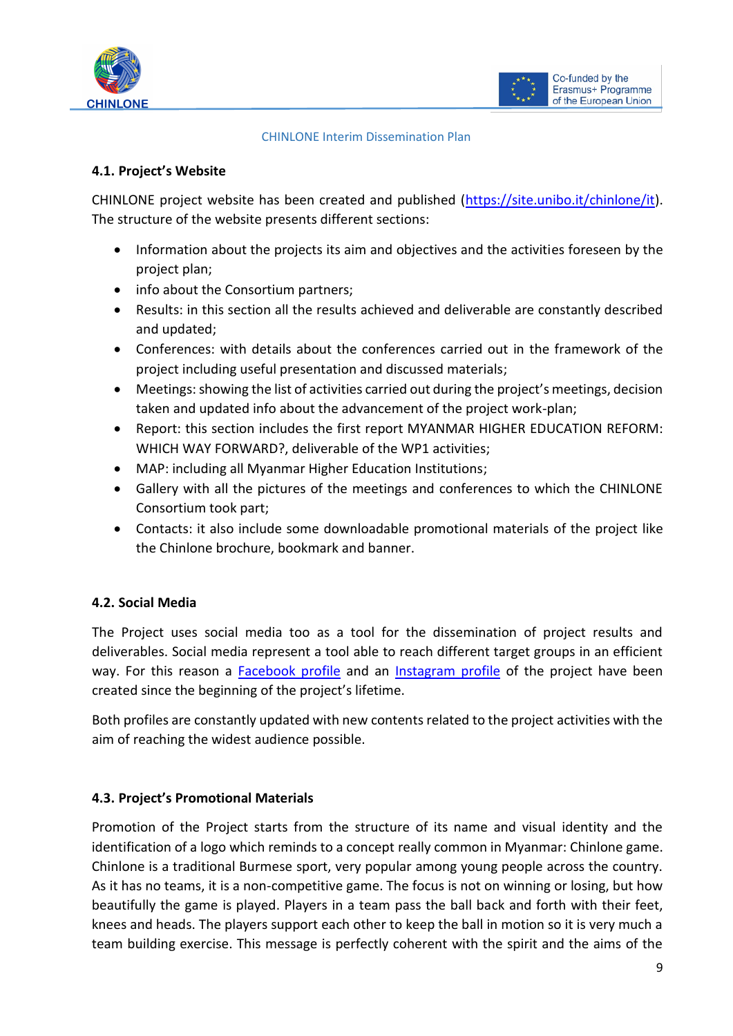### 4.1. Project's Website

CHINLONE project website has been created and published (https://site.unibo.it/chinlone/it). The structure of the website presents different sections:

- Information about the projects its aim and objectives and the activities foreseen by the project plan;
- info about the Consortium partners;
- Results: in this section all the results achieved and deliverable are constantly described and updated;
- Conferences: with details about the conferences carried out in the framework of the project including useful presentation and discussed materials;
- Meetings: showing the list of activities carried out during the project's meetings, decision taken and updated info about the advancement of the project work-plan;
- Report: this section includes the first report MYANMAR HIGHER EDUCATION REFORM: WHICH WAY FORWARD?, deliverable of the WP1 activities;
- MAP: including all Myanmar Higher Education Institutions;
- Gallery with all the pictures of the meetings and conferences to which the CHINLONE Consortium took part;
- Contacts: it also include some downloadable promotional materials of the project like the Chinlone brochure, bookmark and banner.

### 4.2. Social Media

The Project uses social media too as a tool for the dissemination of project results and deliverables. Social media represent a tool able to reach different target groups in an efficient way. For this reason a Facebook profile and an Instagram profile of the project have been created since the beginning of the project's lifetime.

Both profiles are constantly updated with new contents related to the project activities with the aim of reaching the widest audience possible.

### 4.3. Project's Promotional Materials

Promotion of the Project starts from the structure of its name and visual identity and the identification of a logo which reminds to a concept really common in Myanmar: Chinlone game. Chinlone is a traditional Burmese sport, very popular among young people across the country. As it has no teams, it is a non-competitive game. The focus is not on winning or losing, but how beautifully the game is played. Players in a team pass the ball back and forth with their feet, knees and heads. The players support each other to keep the ball in motion so it is very much a team building exercise. This message is perfectly coherent with the spirit and the aims of the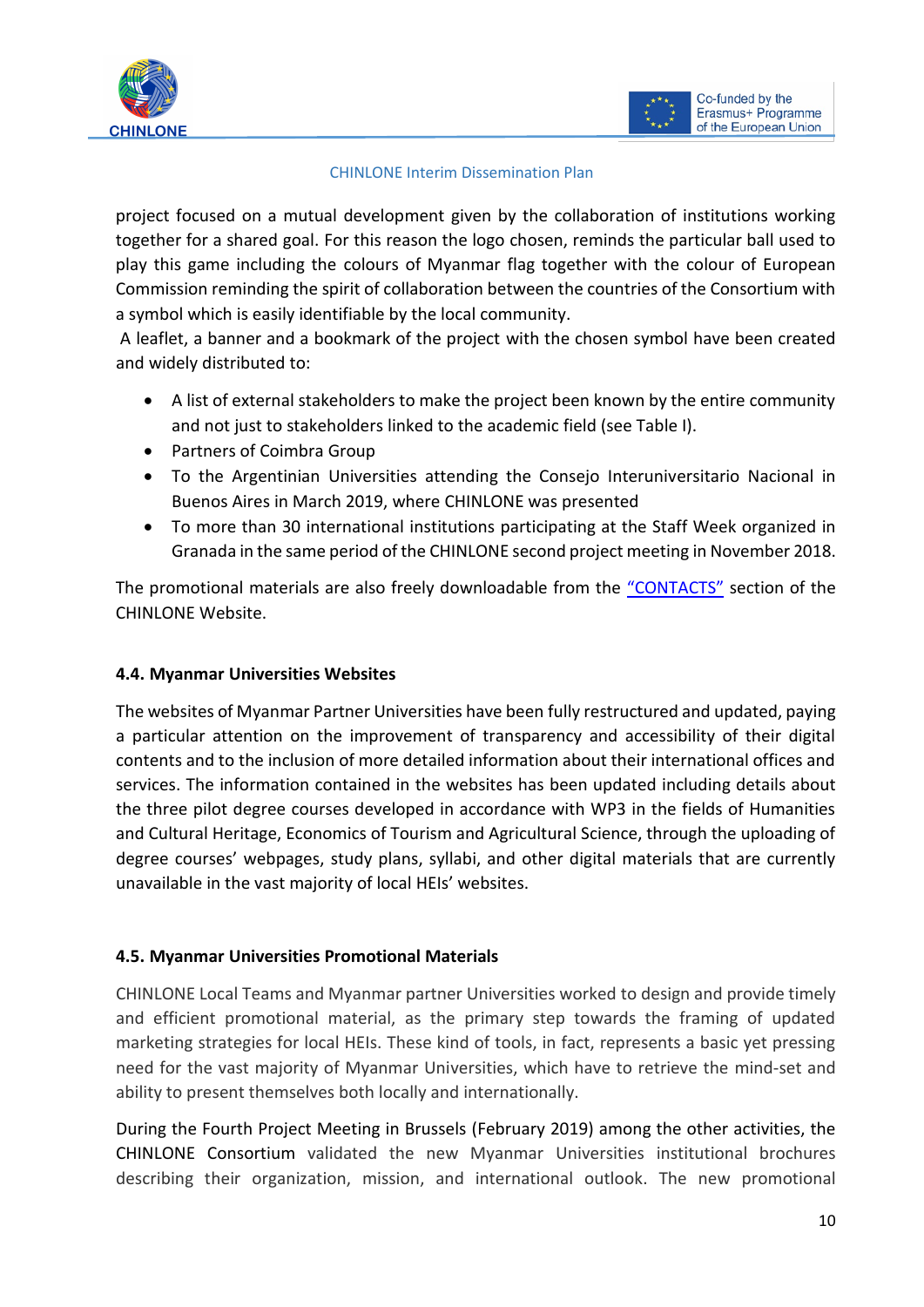project focused on a mutual development given by the collaboration of institutions working together for a shared goal. For this reason the logo chosen, reminds the particular ball used to play this game including the colours of Myanmar flag together with the colour of European Commission reminding the spirit of collaboration between the countries of the Consortium with a symbol which is easily identifiable by the local community.

A leaflet, a banner and a bookmark of the project with the chosen symbol have been created and widely distributed to:

- A list of external stakeholders to make the project been known by the entire community and not just to stakeholders linked to the academic field (see Table I).
- Partners of Coimbra Group
- To the Argentinian Universities attending the Consejo Interuniversitario Nacional in Buenos Aires in March 2019, where CHINLONE was presented
- To more than 30 international institutions participating at the Staff Week organized in Granada in the same period of the CHINLONE second project meeting in November 2018.

The promotional materials are also freely downloadable from the "CONTACTS" section of the CHINLONE Website.

### 4.4. Myanmar Universities Websites

The websites of Myanmar Partner Universities have been fully restructured and updated, paying a particular attention on the improvement of transparency and accessibility of their digital contents and to the inclusion of more detailed information about their international offices and services. The information contained in the websites has been updated including details about the three pilot degree courses developed in accordance with WP3 in the fields of Humanities and Cultural Heritage, Economics of Tourism and Agricultural Science, through the uploading of degree courses' webpages, study plans, syllabi, and other digital materials that are currently unavailable in the vast majority of local HEIs' websites.

### 4.5. Myanmar Universities Promotional Materials

CHINLONE Local Teams and Myanmar partner Universities worked to design and provide timely and efficient promotional material, as the primary step towards the framing of updated marketing strategies for local HEIs. These kind of tools, in fact, represents a basic yet pressing need for the vast majority of Myanmar Universities, which have to retrieve the mind-set and ability to present themselves both locally and internationally.

During the Fourth Project Meeting in Brussels (February 2019) among the other activities, the CHINLONE Consortium validated the new Myanmar Universities institutional brochures describing their organization, mission, and international outlook. The new promotional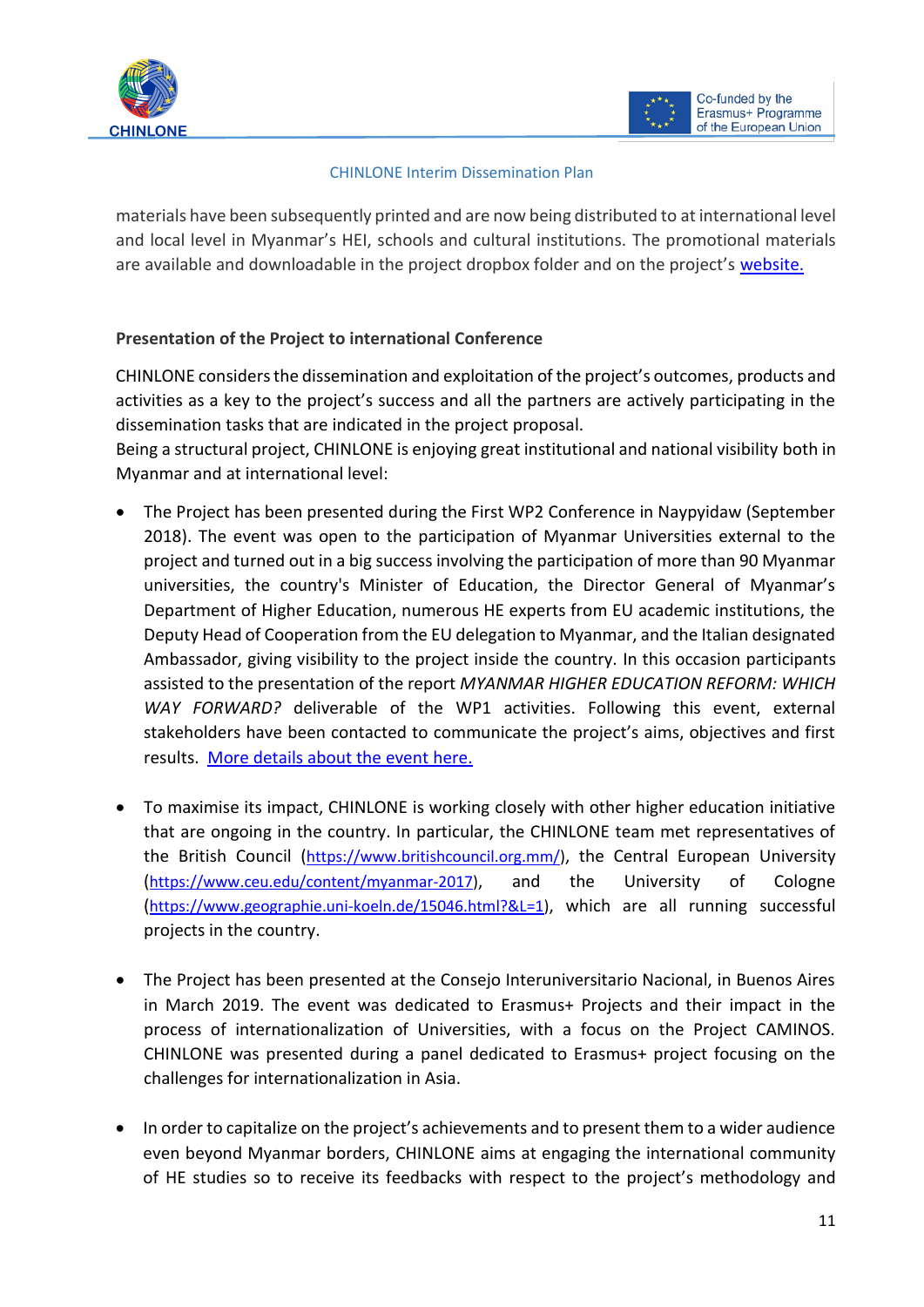materials have been subsequently printed and are now being distributed to at international level and local level in Myanmar's HEI, schools and cultural institutions. The promotional materials are available and downloadable in the project dropbox folder and on the project's website.

**Presentation of the Project to international Conference**

CHINLONE considers the dissemination and exploitation of the project's outcomes, products and activities as a key to the project's success and all the partners are actively participating in the dissemination tasks that are indicated in the project proposal.

Being a structural project, CHINLONE is enjoying great institutional and national visibility both in Myanmar and at international level:

- The Project has been presented during the First WP2 Conference in Naypyidaw (September 2018). The event was open to the participation of Myanmar Universities external to the project and turned out in a big success involving the participation of more than 90 Myanmar universities, the country's Minister of Education, the Director General of Myanmar's Department of Higher Education, numerous HE experts from EU academic institutions, the Deputy Head of Cooperation from the EU delegation to Myanmar, and the Italian designated Ambassador, giving visibility to the project inside the country. In this occasion participants assisted to the presentation of the report *MYANMAR HIGHER EDUCATION REFORM: WHICH WAY FORWARD?* deliverable of the WP1 activities. Following this event, external stakeholders have been contacted to communicate the project's aims, objectives and first results. More details about the event here.

- To maximise its impact, CHINLONE is working closely with other higher education initiative that are ongoing in the country. In particular, the CHINLONE team met representatives of the British Council (https://www.britishcouncil.org.mm/), the Central European University (https://www.ceu.edu/content/myanmar-2017), and the University of Cologne (https://www.geographie.uni-koeln.de/15046.html?&L=1), which are all running successful projects in the country.

- The Project has been presented at the Consejo Interuniversitario Nacional, in Buenos Aires in March 2019. The event was dedicated to Erasmus+ Projects and their impact in the process of internationalization of Universities, with a focus on the Project CAMINOS. CHINLONE was presented during a panel dedicated to Erasmus+ project focusing on the challenges for internationalization in Asia.

- In order to capitalize on the project's achievements and to present them to a wider audience even beyond Myanmar borders, CHINLONE aims at engaging the international community of HE studies so to receive its feedbacks with respect to the project's methodology and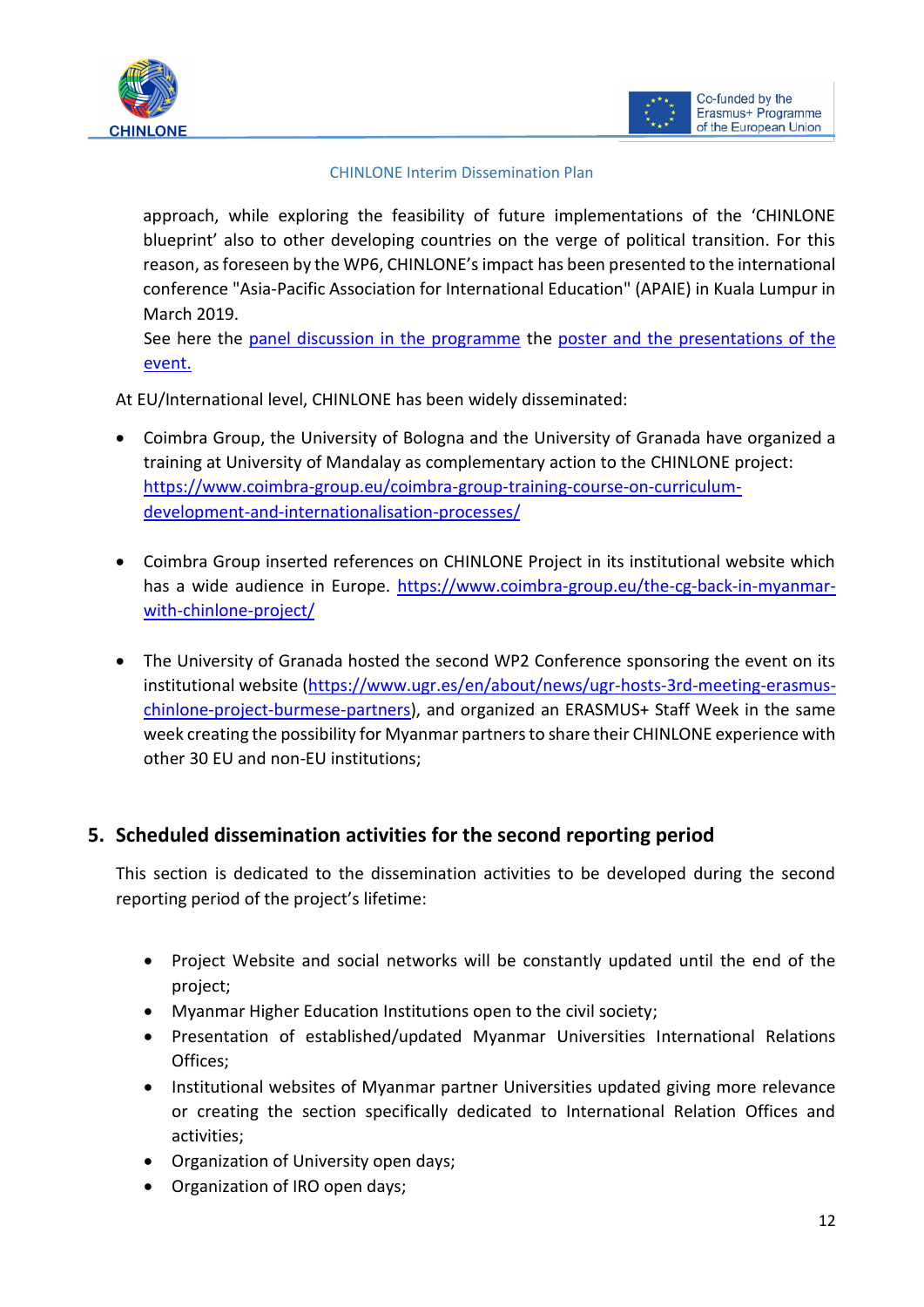approach, while exploring the feasibility of future implementations of the 'CHINLONE blueprint' also to other developing countries on the verge of political transition. For this reason, as foreseen by the WP6, CHINLONE's impact has been presented to the international conference "Asia-Pacific Association for International Education" (APAIE) in Kuala Lumpur in March 2019.
See here the panel discussion in the programme the poster and the presentations of the event.

At EU/International level, CHINLONE has been widely disseminated:

- Coimbra Group, the University of Bologna and the University of Granada have organized a training at University of Mandalay as complementary action to the CHINLONE project: https://www.coimbra-group.eu/coimbra-group-training-course-on-curriculum-development-and-internationalisation-processes/

- Coimbra Group inserted references on CHINLONE Project in its institutional website which has a wide audience in Europe. https://www.coimbra-group.eu/the-cg-back-in-myanmar-with-chinlone-project/

- The University of Granada hosted the second WP2 Conference sponsoring the event on its institutional website (https://www.ugr.es/en/about/news/ugr-hosts-3rd-meeting-erasmus-chinlone-project-burmese-partners), and organized an ERASMUS+ Staff Week in the same week creating the possibility for Myanmar partners to share their CHINLONE experience with other 30 EU and non-EU institutions;

## 5. Scheduled dissemination activities for the second reporting period

This section is dedicated to the dissemination activities to be developed during the second reporting period of the project's lifetime:

- Project Website and social networks will be constantly updated until the end of the project;
- Myanmar Higher Education Institutions open to the civil society;
- Presentation of established/updated Myanmar Universities International Relations Offices;
- Institutional websites of Myanmar partner Universities updated giving more relevance or creating the section specifically dedicated to International Relation Offices and activities;
- Organization of University open days;
- Organization of IRO open days;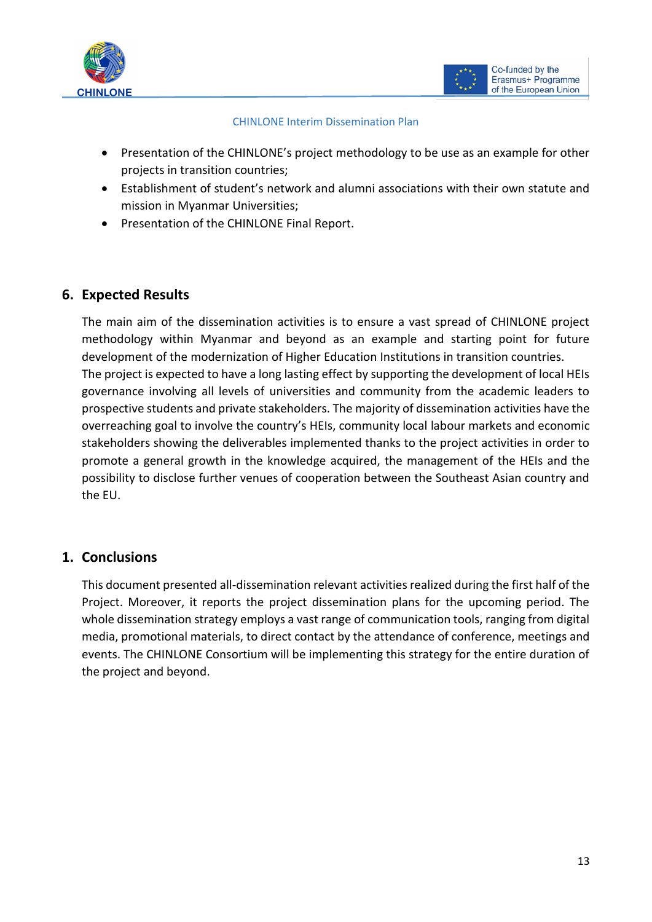- Presentation of the CHINLONE's project methodology to be use as an example for other projects in transition countries;
- Establishment of student's network and alumni associations with their own statute and mission in Myanmar Universities;
- Presentation of the CHINLONE Final Report.

## 6. Expected Results

The main aim of the dissemination activities is to ensure a vast spread of CHINLONE project methodology within Myanmar and beyond as an example and starting point for future development of the modernization of Higher Education Institutions in transition countries.
The project is expected to have a long lasting effect by supporting the development of local HEIs governance involving all levels of universities and community from the academic leaders to prospective students and private stakeholders. The majority of dissemination activities have the overreaching goal to involve the country's HEIs, community local labour markets and economic stakeholders showing the deliverables implemented thanks to the project activities in order to promote a general growth in the knowledge acquired, the management of the HEIs and the possibility to disclose further venues of cooperation between the Southeast Asian country and the EU.

## 1. Conclusions

This document presented all-dissemination relevant activities realized during the first half of the Project. Moreover, it reports the project dissemination plans for the upcoming period. The whole dissemination strategy employs a vast range of communication tools, ranging from digital media, promotional materials, to direct contact by the attendance of conference, meetings and events. The CHINLONE Consortium will be implementing this strategy for the entire duration of the project and beyond.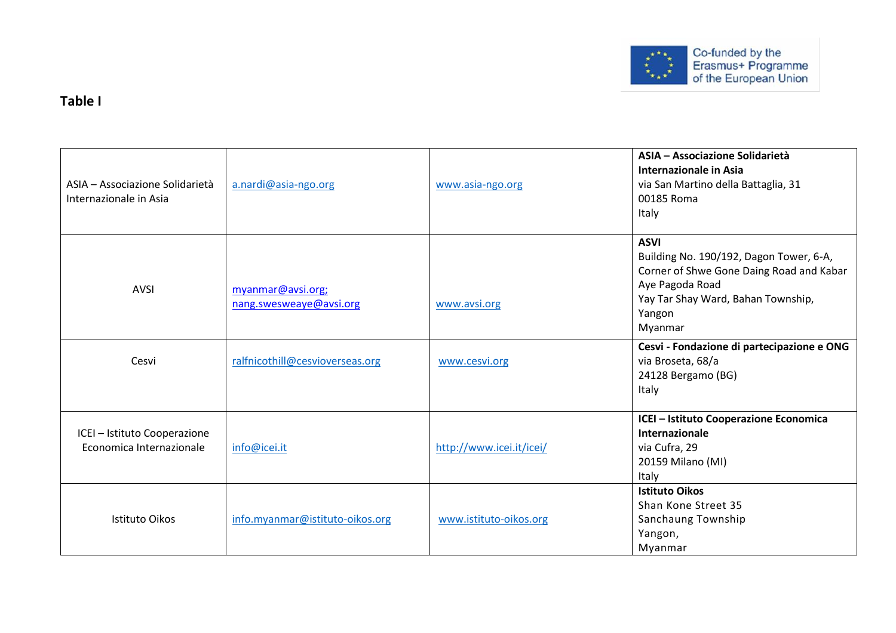## Table I

| | | | |
|---|---|---|---|
| ASIA – Associazione Solidarietà Internazionale in Asia | a.nardi@asia-ngo.org | www.asia-ngo.org | **ASIA – Associazione Solidarietà Internazionale in Asia**<br>via San Martino della Battaglia, 31<br>00185 Roma<br>Italy |
| AVSI | myanmar@avsi.org;<br>nang.swesweaye@avsi.org | www.avsi.org | **ASVI**<br>Building No. 190/192, Dagon Tower, 6-A, Corner of Shwe Gone Daing Road and Kabar Aye Pagoda Road<br>Yay Tar Shay Ward, Bahan Township, Yangon<br>Myanmar |
| Cesvi | ralfnicothill@cesvioverseas.org | www.cesvi.org | **Cesvi - Fondazione di partecipazione e ONG**<br>via Broseta, 68/a<br>24128 Bergamo (BG)<br>Italy |
| ICEI – Istituto Cooperazione Economica Internazionale | info@icei.it | http://www.icei.it/icei/ | **ICEI – Istituto Cooperazione Economica Internazionale**<br>via Cufra, 29<br>20159 Milano (MI)<br>Italy |
| Istituto Oikos | info.myanmar@istituto-oikos.org | www.istituto-oikos.org | **Istituto Oikos**<br>Shan Kone Street 35<br>Sanchaung Township<br>Yangon,<br>Myanmar |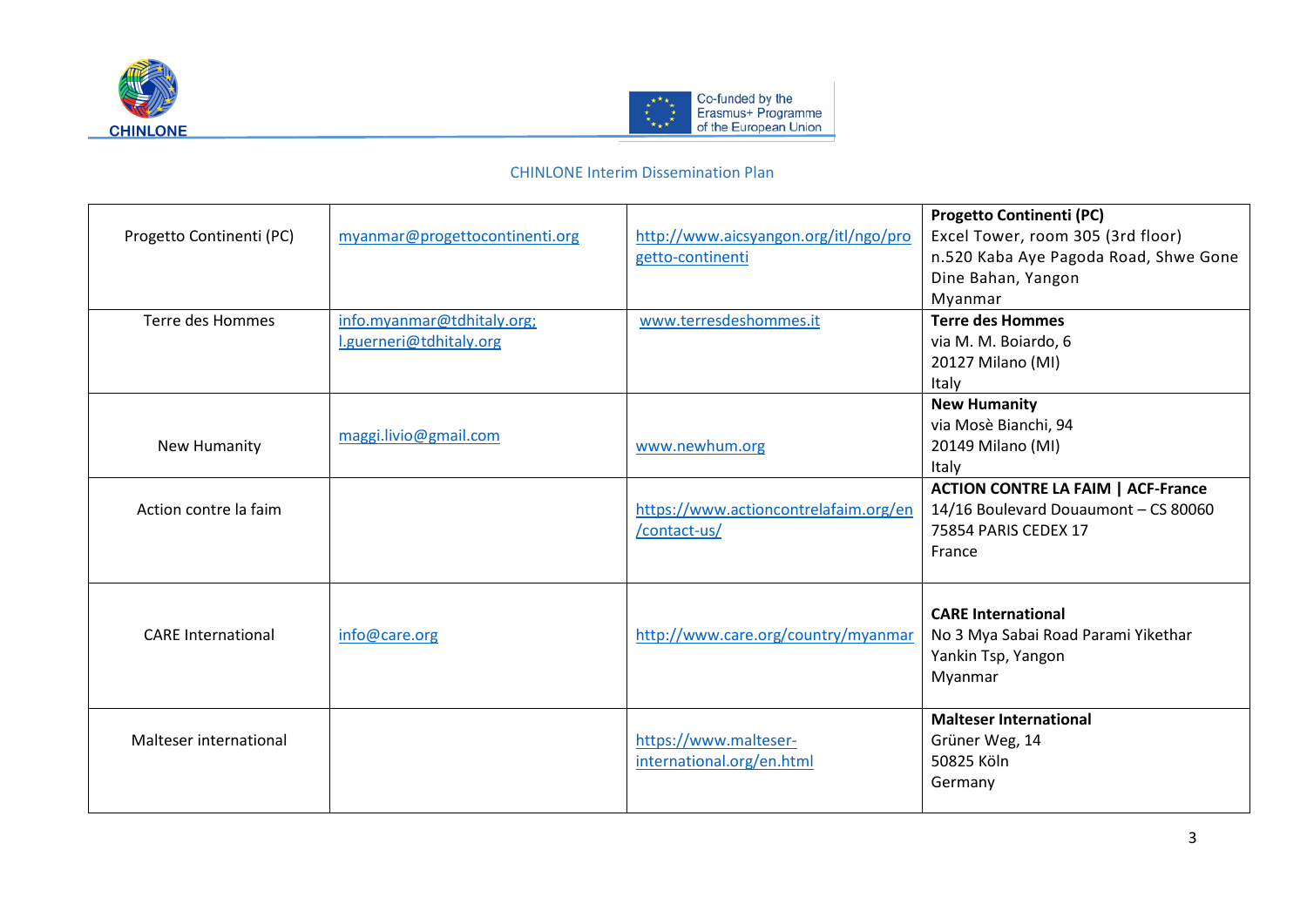| | | | |
|---|---|---|---|
| Progetto Continenti (PC) | myanmar@progettocontinenti.org | http://www.aicsyangon.org/itl/ngo/progetto-continenti | **Progetto Continenti (PC)**<br>Excel Tower, room 305 (3rd floor)<br>n.520 Kaba Aye Pagoda Road, Shwe Gone Dine Bahan, Yangon<br>Myanmar |
| Terre des Hommes | info.myanmar@tdhitaly.org;<br>l.guerneri@tdhitaly.org | www.terresdeshommes.it | **Terre des Hommes**<br>via M. M. Boiardo, 6<br>20127 Milano (MI)<br>Italy |
| New Humanity | maggi.livio@gmail.com | www.newhum.org | **New Humanity**<br>via Mosè Bianchi, 94<br>20149 Milano (MI)<br>Italy |
| Action contre la faim | | https://www.actioncontrelafaim.org/en/contact-us/ | **ACTION CONTRE LA FAIM \| ACF-France**<br>14/16 Boulevard Douaumont – CS 80060<br>75854 PARIS CEDEX 17<br>France |
| CARE International | info@care.org | http://www.care.org/country/myanmar | **CARE International**<br>No 3 Mya Sabai Road Parami Yikethar<br>Yankin Tsp, Yangon<br>Myanmar |
| Malteser international | | https://www.malteser-international.org/en.html | **Malteser International**<br>Grüner Weg, 14<br>50825 Köln<br>Germany |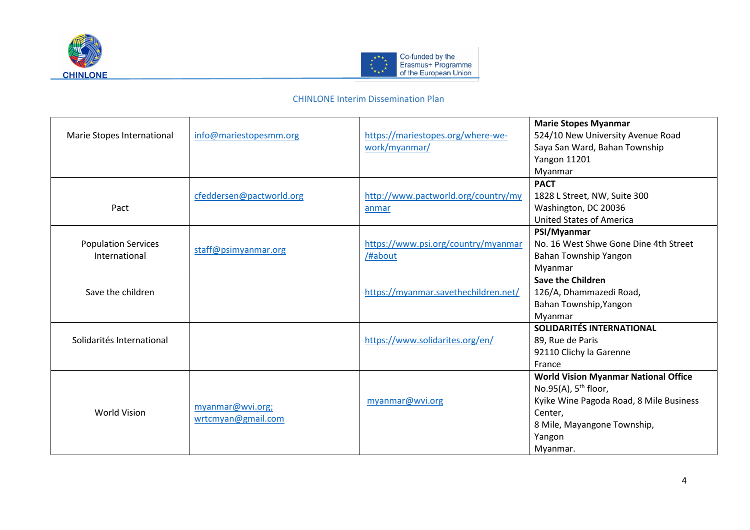| | | | |
|---|---|---|---|
| Marie Stopes International | info@mariestopesmm.org | https://mariestopes.org/where-we-work/myanmar/ | **Marie Stopes Myanmar**<br>524/10 New University Avenue Road<br>Saya San Ward, Bahan Township<br>Yangon 11201<br>Myanmar |
| Pact | cfeddersen@pactworld.org | http://www.pactworld.org/country/myanmar | **PACT**<br>1828 L Street, NW, Suite 300<br>Washington, DC 20036<br>United States of America |
| Population Services International | staff@psimyanmar.org | https://www.psi.org/country/myanmar/#about | **PSI/Myanmar**<br>No. 16 West Shwe Gone Dine 4th Street<br>Bahan Township Yangon<br>Myanmar |
| Save the children | | https://myanmar.savethechildren.net/ | **Save the Children**<br>126/A, Dhammazedi Road,<br>Bahan Township,Yangon<br>Myanmar |
| Solidarités International | | https://www.solidarites.org/en/ | **SOLIDARITÉS INTERNATIONAL**<br>89, Rue de Paris<br>92110 Clichy la Garenne<br>France |
| World Vision | myanmar@wvi.org;<br>wrtcmyan@gmail.com | myanmar@wvi.org | **World Vision Myanmar National Office**<br>No.95(A), 5th floor,<br>Kyike Wine Pagoda Road, 8 Mile Business Center,<br>8 Mile, Mayangone Township,<br>Yangon<br>Myanmar. |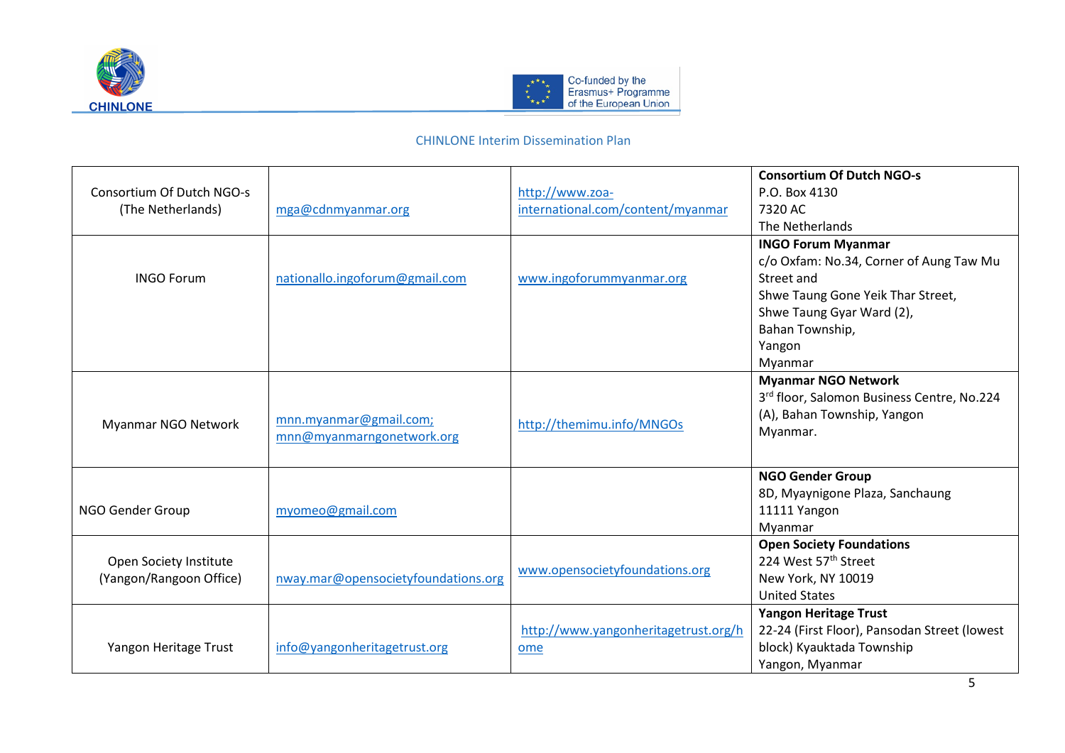| Consortium Of Dutch NGO-s (The Netherlands) | mga@cdnmyanmar.org | http://www.zoa-international.com/content/myanmar | **Consortium Of Dutch NGO-s**<br>P.O. Box 4130<br>7320 AC<br>The Netherlands |
|---|---|---|---|
| INGO Forum | nationallo.ingoforum@gmail.com | www.ingoforummyanmar.org | **INGO Forum Myanmar**<br>c/o Oxfam: No.34, Corner of Aung Taw Mu Street and<br>Shwe Taung Gone Yeik Thar Street,<br>Shwe Taung Gyar Ward (2),<br>Bahan Township,<br>Yangon<br>Myanmar |
| Myanmar NGO Network | mnn.myanmar@gmail.com;<br>mnn@myanmarngonetwork.org | http://themimu.info/MNGOs | **Myanmar NGO Network**<br>3rd floor, Salomon Business Centre, No.224 (A), Bahan Township, Yangon<br>Myanmar. |
| NGO Gender Group | myomeo@gmail.com | | **NGO Gender Group**<br>8D, Myaynigone Plaza, Sanchaung<br>11111 Yangon<br>Myanmar |
| Open Society Institute (Yangon/Rangoon Office) | nway.mar@opensocietyfoundations.org | www.opensocietyfoundations.org | **Open Society Foundations**<br>224 West 57th Street<br>New York, NY 10019<br>United States |
| Yangon Heritage Trust | info@yangonheritagetrust.org | http://www.yangonheritagetrust.org/home | **Yangon Heritage Trust**<br>22-24 (First Floor), Pansodan Street (lowest block) Kyauktada Township<br>Yangon, Myanmar |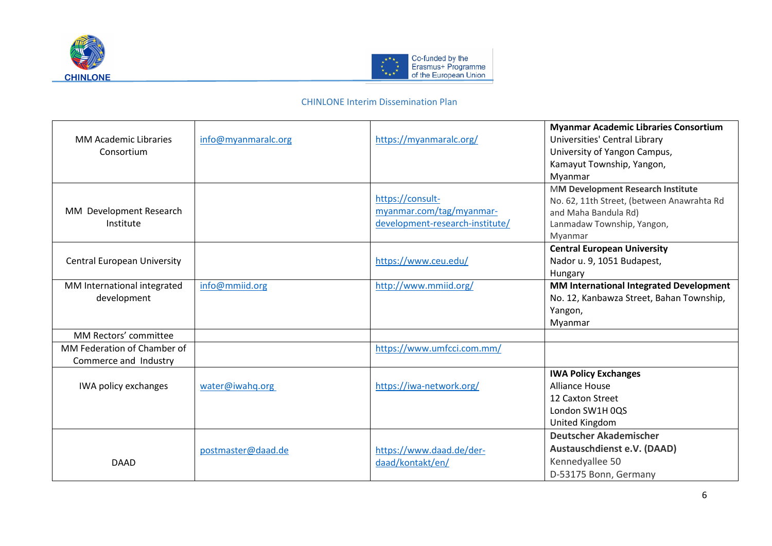| | | | |
|---|---|---|---|
| MM Academic Libraries Consortium | info@myanmaralc.org | https://myanmaralc.org/ | **Myanmar Academic Libraries Consortium**<br>Universities' Central Library<br>University of Yangon Campus,<br>Kamayut Township, Yangon,<br>Myanmar |
| MM Development Research Institute | | https://consult-myanmar.com/tag/myanmar-development-research-institute/ | M**M Development Research Institute**<br>No. 62, 11th Street, (between Anawrahta Rd and Maha Bandula Rd)<br>Lanmadaw Township, Yangon,<br>Myanmar |
| Central European University | | https://www.ceu.edu/ | **Central European University**<br>Nador u. 9, 1051 Budapest,<br>Hungary |
| MM International integrated development | info@mmiid.org | http://www.mmiid.org/ | **MM International Integrated Development**<br>No. 12, Kanbawza Street, Bahan Township,<br>Yangon,<br>Myanmar |
| MM Rectors' committee | | | |
| MM Federation of Chamber of Commerce and Industry | | https://www.umfcci.com.mm/ | |
| IWA policy exchanges | water@iwahq.org | https://iwa-network.org/ | **IWA Policy Exchanges**<br>Alliance House<br>12 Caxton Street<br>London SW1H 0QS<br>United Kingdom |
| DAAD | postmaster@daad.de | https://www.daad.de/der-daad/kontakt/en/ | **Deutscher Akademischer Austauschdienst e.V. (DAAD)**<br>Kennedyallee 50<br>D-53175 Bonn, Germany |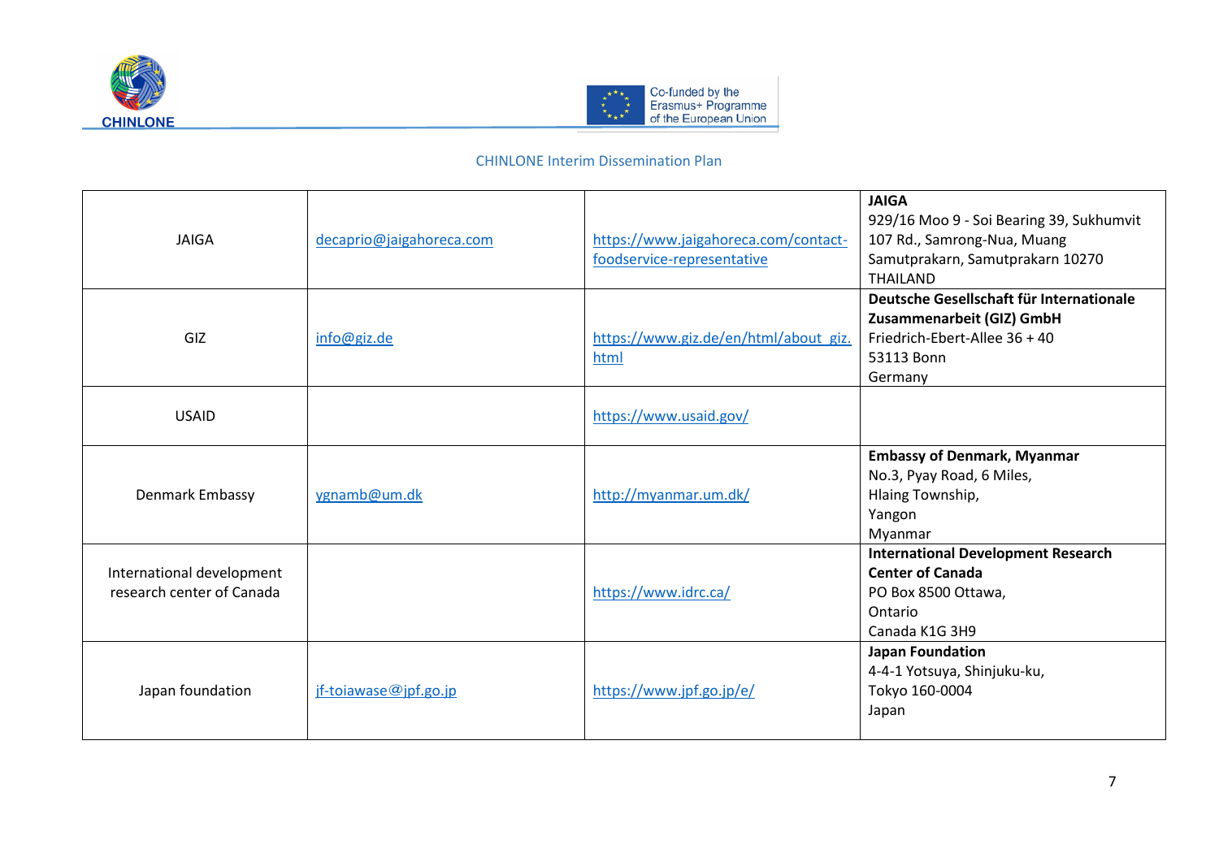| JAIGA | decaprio@jaigahoreca.com | https://www.jaigahoreca.com/contact-foodservice-representative | **JAIGA**<br>929/16 Moo 9 - Soi Bearing 39, Sukhumvit 107 Rd., Samrong-Nua, Muang Samutprakarn, Samutprakarn 10270 THAILAND |
|---|---|---|---|
| GIZ | info@giz.de | https://www.giz.de/en/html/about_giz.html | **Deutsche Gesellschaft für Internationale Zusammenarbeit (GIZ) GmbH**<br>Friedrich-Ebert-Allee 36 + 40<br>53113 Bonn<br>Germany |
| USAID | | https://www.usaid.gov/ | |
| Denmark Embassy | ygnamb@um.dk | http://myanmar.um.dk/ | **Embassy of Denmark, Myanmar**<br>No.3, Pyay Road, 6 Miles,<br>Hlaing Township,<br>Yangon<br>Myanmar |
| International development research center of Canada | | https://www.idrc.ca/ | **International Development Research Center of Canada**<br>PO Box 8500 Ottawa,<br>Ontario<br>Canada K1G 3H9 |
| Japan foundation | jf-toiawase@jpf.go.jp | https://www.jpf.go.jp/e/ | **Japan Foundation**<br>4-4-1 Yotsuya, Shinjuku-ku,<br>Tokyo 160-0004<br>Japan |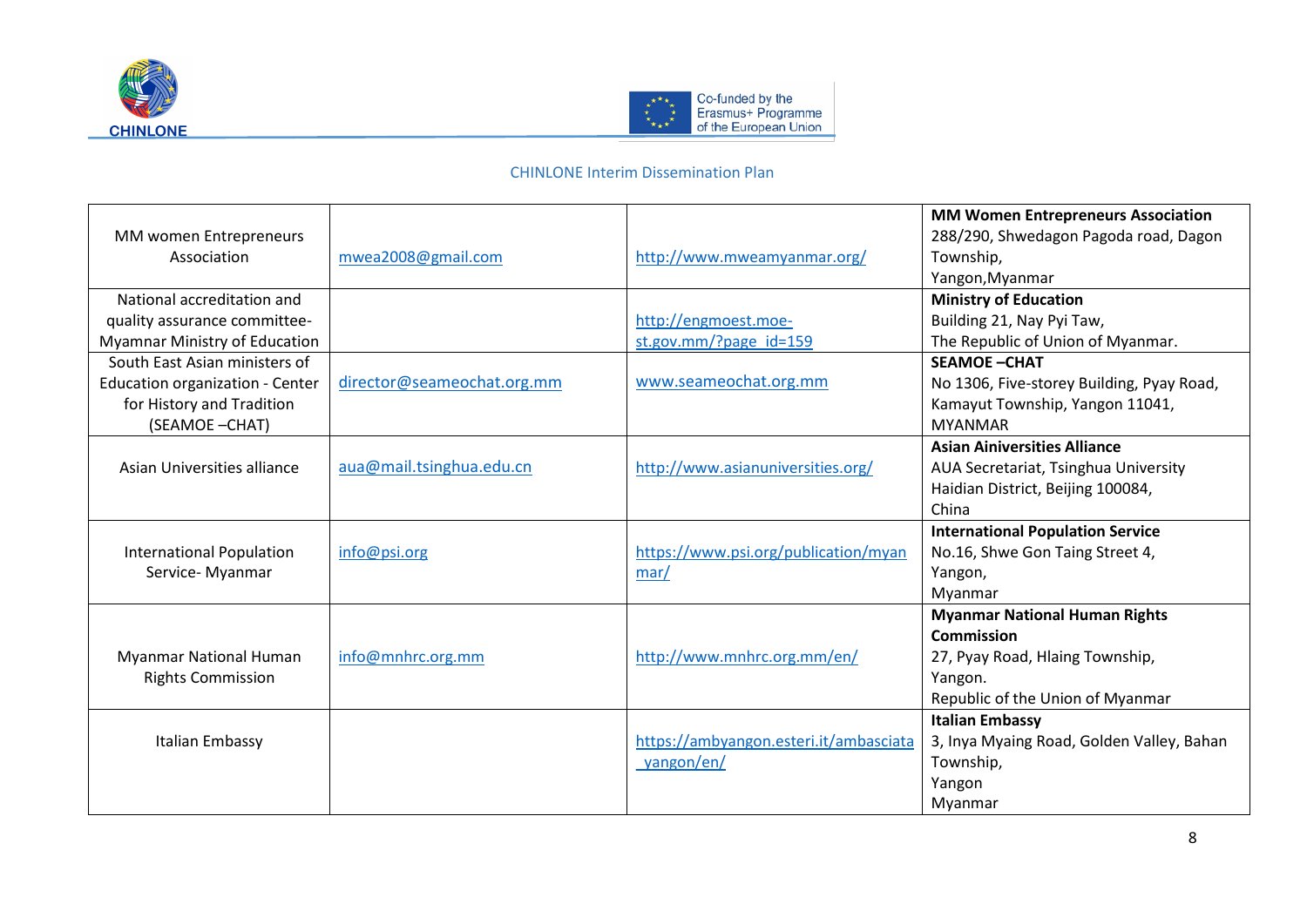| MM women Entrepreneurs Association | mwea2008@gmail.com | http://www.mweamyanmar.org/ | **MM Women Entrepreneurs Association** 288/290, Shwedagon Pagoda road, Dagon Township, Yangon,Myanmar |
|---|---|---|---|
| National accreditation and quality assurance committee- Myamnar Ministry of Education | | http://engmoest.moe-st.gov.mm/?page_id=159 | **Ministry of Education** Building 21, Nay Pyi Taw, The Republic of Union of Myanmar. |
| South East Asian ministers of Education organization - Center for History and Tradition (SEAMOE –CHAT) | director@seameochat.org.mm | www.seameochat.org.mm | **SEAMOE –CHAT** No 1306, Five-storey Building, Pyay Road, Kamayut Township, Yangon 11041, MYANMAR |
| Asian Universities alliance | aua@mail.tsinghua.edu.cn | http://www.asianuniversities.org/ | **Asian Ainiversities Alliance** AUA Secretariat, Tsinghua University Haidian District, Beijing 100084, China |
| International Population Service- Myanmar | info@psi.org | https://www.psi.org/publication/myanmar/ | **International Population Service** No.16, Shwe Gon Taing Street 4, Yangon, Myanmar |
| Myanmar National Human Rights Commission | info@mnhrc.org.mm | http://www.mnhrc.org.mm/en/ | **Myanmar National Human Rights Commission** 27, Pyay Road, Hlaing Township, Yangon. Republic of the Union of Myanmar |
| Italian Embassy | | https://ambyangon.esteri.it/ambasciata_yangon/en/ | **Italian Embassy** 3, Inya Myaing Road, Golden Valley, Bahan Township, Yangon Myanmar |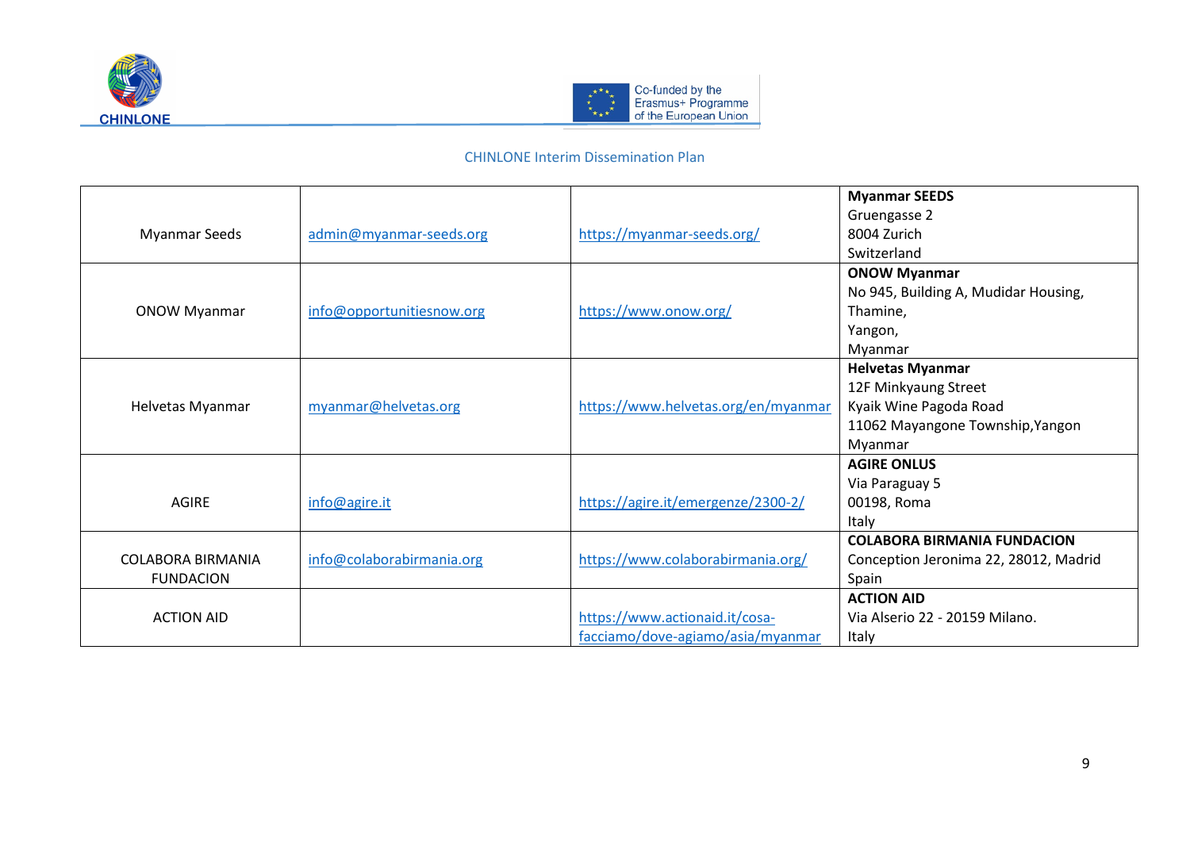| | | | |
|---|---|---|---|
| Myanmar Seeds | admin@myanmar-seeds.org | https://myanmar-seeds.org/ | **Myanmar SEEDS**<br>Gruengasse 2<br>8004 Zurich<br>Switzerland |
| ONOW Myanmar | info@opportunitiesnow.org | https://www.onow.org/ | **ONOW Myanmar**<br>No 945, Building A, Mudidar Housing,<br>Thamine,<br>Yangon,<br>Myanmar |
| Helvetas Myanmar | myanmar@helvetas.org | https://www.helvetas.org/en/myanmar | **Helvetas Myanmar**<br>12F Minkyaung Street<br>Kyaik Wine Pagoda Road<br>11062 Mayangone Township,Yangon<br>Myanmar |
| AGIRE | info@agire.it | https://agire.it/emergenze/2300-2/ | **AGIRE ONLUS**<br>Via Paraguay 5<br>00198, Roma<br>Italy |
| COLABORA BIRMANIA FUNDACION | info@colaborabirmania.org | https://www.colaborabirmania.org/ | **COLABORA BIRMANIA FUNDACION**<br>Conception Jeronima 22, 28012, Madrid<br>Spain |
| ACTION AID | | https://www.actionaid.it/cosa-facciamo/dove-agiamo/asia/myanmar | **ACTION AID**<br>Via Alserio 22 - 20159 Milano.<br>Italy |